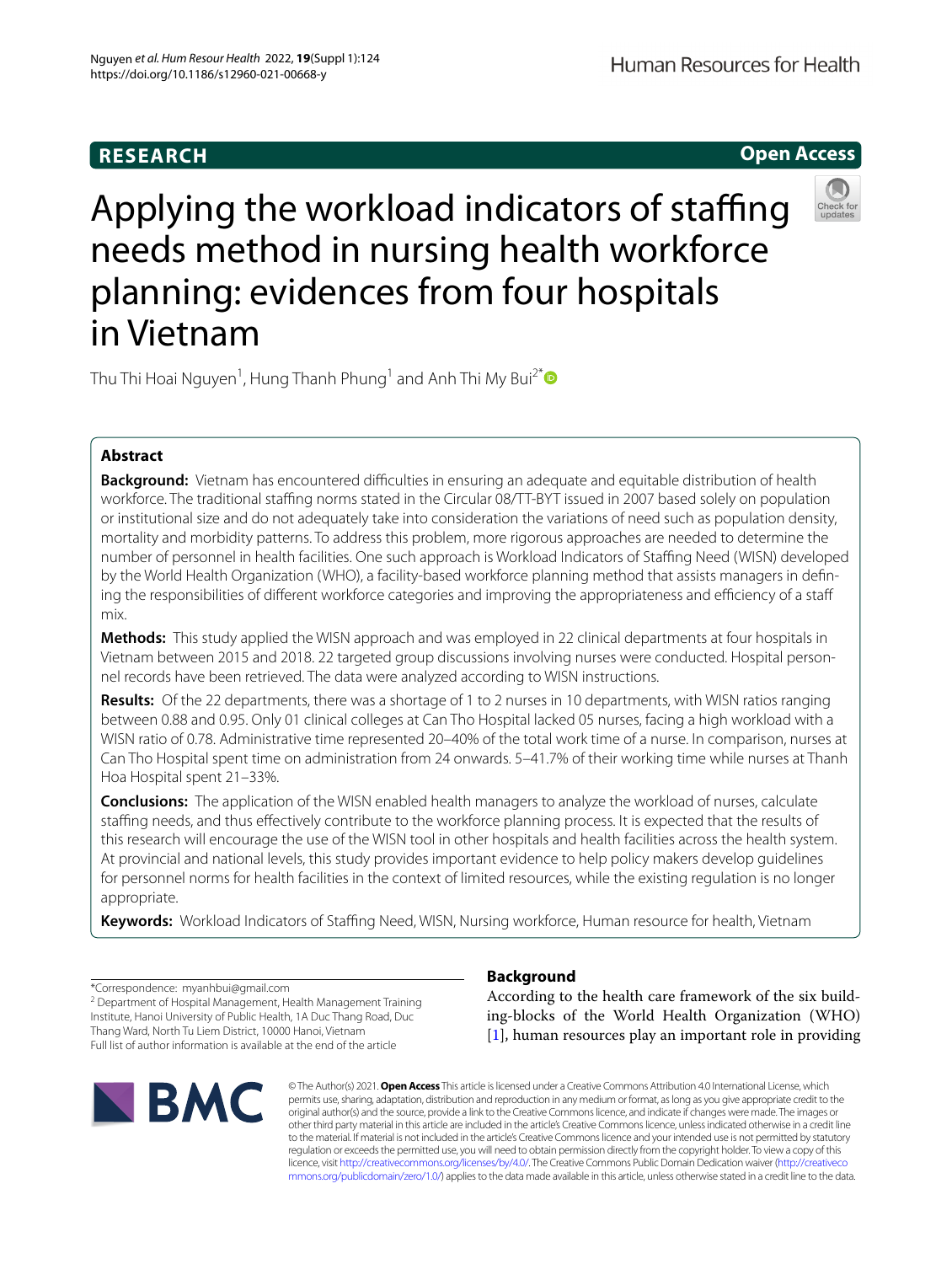RESEARCH

Open Access

# Applying the workload indicators of staffing needs method in nursing health workforce planning: evidences from four hospitals in Vietnam

Thu Thi Hoai Nguyen[1], Hung Thanh Phung[1] and Anh Thi My Bui[2*]

## Abstract

**Background:** Vietnam has encountered difficulties in ensuring an adequate and equitable distribution of health workforce. The traditional staffing norms stated in the Circular 08/TT-BYT issued in 2007 based solely on population or institutional size and do not adequately take into consideration the variations of need such as population density, mortality and morbidity patterns. To address this problem, more rigorous approaches are needed to determine the number of personnel in health facilities. One such approach is Workload Indicators of Staffing Need (WISN) developed by the World Health Organization (WHO), a facility-based workforce planning method that assists managers in defining the responsibilities of different workforce categories and improving the appropriateness and efficiency of a staff mix.

**Methods:** This study applied the WISN approach and was employed in 22 clinical departments at four hospitals in Vietnam between 2015 and 2018. 22 targeted group discussions involving nurses were conducted. Hospital personnel records have been retrieved. The data were analyzed according to WISN instructions.

**Results:** Of the 22 departments, there was a shortage of 1 to 2 nurses in 10 departments, with WISN ratios ranging between 0.88 and 0.95. Only 01 clinical colleges at Can Tho Hospital lacked 05 nurses, facing a high workload with a WISN ratio of 0.78. Administrative time represented 20–40% of the total work time of a nurse. In comparison, nurses at Can Tho Hospital spent time on administration from 24 onwards. 5–41.7% of their working time while nurses at Thanh Hoa Hospital spent 21–33%.

**Conclusions:** The application of the WISN enabled health managers to analyze the workload of nurses, calculate staffing needs, and thus effectively contribute to the workforce planning process. It is expected that the results of this research will encourage the use of the WISN tool in other hospitals and health facilities across the health system. At provincial and national levels, this study provides important evidence to help policy makers develop guidelines for personnel norms for health facilities in the context of limited resources, while the existing regulation is no longer appropriate.

**Keywords:** Workload Indicators of Staffing Need, WISN, Nursing workforce, Human resource for health, Vietnam

*Correspondence: myanhbui@gmail.com
[2] Department of Hospital Management, Health Management Training Institute, Hanoi University of Public Health, 1A Duc Thang Road, Duc Thang Ward, North Tu Liem District, 10000 Hanoi, Vietnam
Full list of author information is available at the end of the article

## Background

According to the health care framework of the six building-blocks of the World Health Organization (WHO) [1], human resources play an important role in providing

© The Author(s) 2021. **Open Access** This article is licensed under a Creative Commons Attribution 4.0 International License, which permits use, sharing, adaptation, distribution and reproduction in any medium or format, as long as you give appropriate credit to the original author(s) and the source, provide a link to the Creative Commons licence, and indicate if changes were made. The images or other third party material in this article are included in the article's Creative Commons licence, unless indicated otherwise in a credit line to the material. If material is not included in the article's Creative Commons licence and your intended use is not permitted by statutory regulation or exceeds the permitted use, you will need to obtain permission directly from the copyright holder. To view a copy of this licence, visit http://creativecommons.org/licenses/by/4.0/. The Creative Commons Public Domain Dedication waiver (http://creativecommons.org/publicdomain/zero/1.0/) applies to the data made available in this article, unless otherwise stated in a credit line to the data.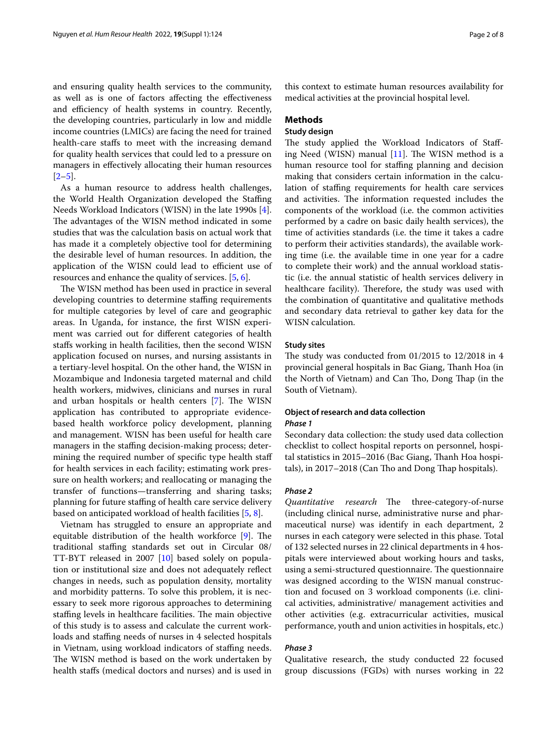and ensuring quality health services to the community, as well as is one of factors affecting the effectiveness and efficiency of health systems in country. Recently, the developing countries, particularly in low and middle income countries (LMICs) are facing the need for trained health-care staffs to meet with the increasing demand for quality health services that could led to a pressure on managers in effectively allocating their human resources [2–5].

As a human resource to address health challenges, the World Health Organization developed the Staffing Needs Workload Indicators (WISN) in the late 1990s [4]. The advantages of the WISN method indicated in some studies that was the calculation basis on actual work that has made it a completely objective tool for determining the desirable level of human resources. In addition, the application of the WISN could lead to efficient use of resources and enhance the quality of services. [5, 6].

The WISN method has been used in practice in several developing countries to determine staffing requirements for multiple categories by level of care and geographic areas. In Uganda, for instance, the first WISN experiment was carried out for different categories of health staffs working in health facilities, then the second WISN application focused on nurses, and nursing assistants in a tertiary-level hospital. On the other hand, the WISN in Mozambique and Indonesia targeted maternal and child health workers, midwives, clinicians and nurses in rural and urban hospitals or health centers [7]. The WISN application has contributed to appropriate evidence-based health workforce policy development, planning and management. WISN has been useful for health care managers in the staffing decision-making process; determining the required number of specific type health staff for health services in each facility; estimating work pressure on health workers; and reallocating or managing the transfer of functions—transferring and sharing tasks; planning for future staffing of health care service delivery based on anticipated workload of health facilities [5, 8].

Vietnam has struggled to ensure an appropriate and equitable distribution of the health workforce [9]. The traditional staffing standards set out in Circular 08/TT-BYT released in 2007 [10] based solely on population or institutional size and does not adequately reflect changes in needs, such as population density, mortality and morbidity patterns. To solve this problem, it is necessary to seek more rigorous approaches to determining staffing levels in healthcare facilities. The main objective of this study is to assess and calculate the current workloads and staffing needs of nurses in 4 selected hospitals in Vietnam, using workload indicators of staffing needs. The WISN method is based on the work undertaken by health staffs (medical doctors and nurses) and is used in this context to estimate human resources availability for medical activities at the provincial hospital level.

## Methods

### Study design

The study applied the Workload Indicators of Staffing Need (WISN) manual [11]. The WISN method is a human resource tool for staffing planning and decision making that considers certain information in the calculation of staffing requirements for health care services and activities. The information requested includes the components of the workload (i.e. the common activities performed by a cadre on basic daily health services), the time of activities standards (i.e. the time it takes a cadre to perform their activities standards), the available working time (i.e. the available time in one year for a cadre to complete their work) and the annual workload statistic (i.e. the annual statistic of health services delivery in healthcare facility). Therefore, the study was used with the combination of quantitative and qualitative methods and secondary data retrieval to gather key data for the WISN calculation.

### Study sites

The study was conducted from 01/2015 to 12/2018 in 4 provincial general hospitals in Bac Giang, Thanh Hoa (in the North of Vietnam) and Can Tho, Dong Thap (in the South of Vietnam).

### Object of research and data collection

#### Phase 1

Secondary data collection: the study used data collection checklist to collect hospital reports on personnel, hospital statistics in 2015–2016 (Bac Giang, Thanh Hoa hospitals), in 2017–2018 (Can Tho and Dong Thap hospitals).

#### Phase 2

*Quantitative research* The three-category-of-nurse (including clinical nurse, administrative nurse and pharmaceutical nurse) was identify in each department, 2 nurses in each category were selected in this phase. Total of 132 selected nurses in 22 clinical departments in 4 hospitals were interviewed about working hours and tasks, using a semi-structured questionnaire. The questionnaire was designed according to the WISN manual construction and focused on 3 workload components (i.e. clinical activities, administrative/ management activities and other activities (e.g. extracurricular activities, musical performance, youth and union activities in hospitals, etc.)

#### Phase 3

Qualitative research, the study conducted 22 focused group discussions (FGDs) with nurses working in 22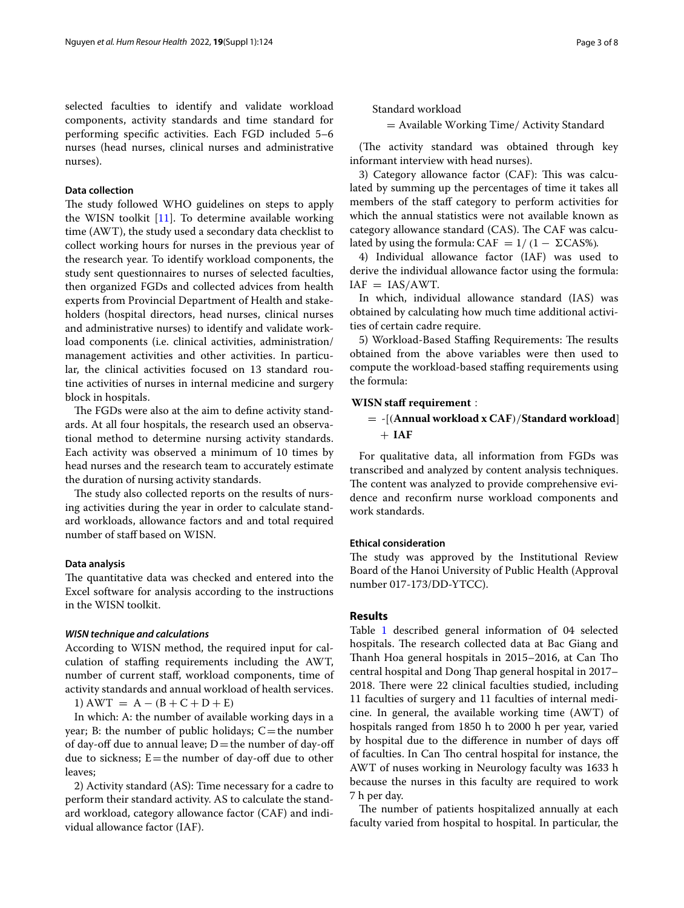selected faculties to identify and validate workload components, activity standards and time standard for performing specific activities. Each FGD included 5–6 nurses (head nurses, clinical nurses and administrative nurses).

### Data collection

The study followed WHO guidelines on steps to apply the WISN toolkit [11]. To determine available working time (AWT), the study used a secondary data checklist to collect working hours for nurses in the previous year of the research year. To identify workload components, the study sent questionnaires to nurses of selected faculties, then organized FGDs and collected advices from health experts from Provincial Department of Health and stakeholders (hospital directors, head nurses, clinical nurses and administrative nurses) to identify and validate workload components (i.e. clinical activities, administration/management activities and other activities. In particular, the clinical activities focused on 13 standard routine activities of nurses in internal medicine and surgery block in hospitals.

The FGDs were also at the aim to define activity standards. At all four hospitals, the research used an observational method to determine nursing activity standards. Each activity was observed a minimum of 10 times by head nurses and the research team to accurately estimate the duration of nursing activity standards.

The study also collected reports on the results of nursing activities during the year in order to calculate standard workloads, allowance factors and and total required number of staff based on WISN.

### Data analysis

The quantitative data was checked and entered into the Excel software for analysis according to the instructions in the WISN toolkit.

#### *WISN technique and calculations*

According to WISN method, the required input for calculation of staffing requirements including the AWT, number of current staff, workload components, time of activity standards and annual workload of health services.

1) $\text{AWT} = \text{A} - (\text{B} + \text{C} + \text{D} + \text{E})$

In which: A: the number of available working days in a year; B: the number of public holidays; C = the number of day-off due to annual leave; D = the number of day-off due to sickness; E = the number of day-off due to other leaves;

2) Activity standard (AS): Time necessary for a cadre to perform their standard activity. AS to calculate the standard workload, category allowance factor (CAF) and individual allowance factor (IAF).

$$\text{Standard workload} = \text{Available Working Time/ Activity Standard}$$

(The activity standard was obtained through key informant interview with head nurses).

3) Category allowance factor (CAF): This was calculated by summing up the percentages of time it takes all members of the staff category to perform activities for which the annual statistics were not available known as category allowance standard (CAS). The CAF was calculated by using the formula: $\text{CAF} = 1/(1 - \Sigma\text{CAS\%})$.

4) Individual allowance factor (IAF) was used to derive the individual allowance factor using the formula: $\text{IAF} = \text{IAS/AWT}$.

In which, individual allowance standard (IAS) was obtained by calculating how much time additional activities of certain cadre require.

5) Workload-Based Staffing Requirements: The results obtained from the above variables were then used to compute the workload-based staffing requirements using the formula:

$$\textbf{WISN staff requirement}: = \text{-}[(\textbf{Annual workload x CAF})/\textbf{Standard workload}] + \textbf{IAF}$$

For qualitative data, all information from FGDs was transcribed and analyzed by content analysis techniques. The content was analyzed to provide comprehensive evidence and reconfirm nurse workload components and work standards.

### Ethical consideration

The study was approved by the Institutional Review Board of the Hanoi University of Public Health (Approval number 017-173/DD-YTCC).

## Results

Table 1 described general information of 04 selected hospitals. The research collected data at Bac Giang and Thanh Hoa general hospitals in 2015–2016, at Can Tho central hospital and Dong Thap general hospital in 2017–2018. There were 22 clinical faculties studied, including 11 faculties of surgery and 11 faculties of internal medicine. In general, the available working time (AWT) of hospitals ranged from 1850 h to 2000 h per year, varied by hospital due to the difference in number of days off of faculties. In Can Tho central hospital for instance, the AWT of nuses working in Neurology faculty was 1633 h because the nurses in this faculty are required to work 7 h per day.

The number of patients hospitalized annually at each faculty varied from hospital to hospital. In particular, the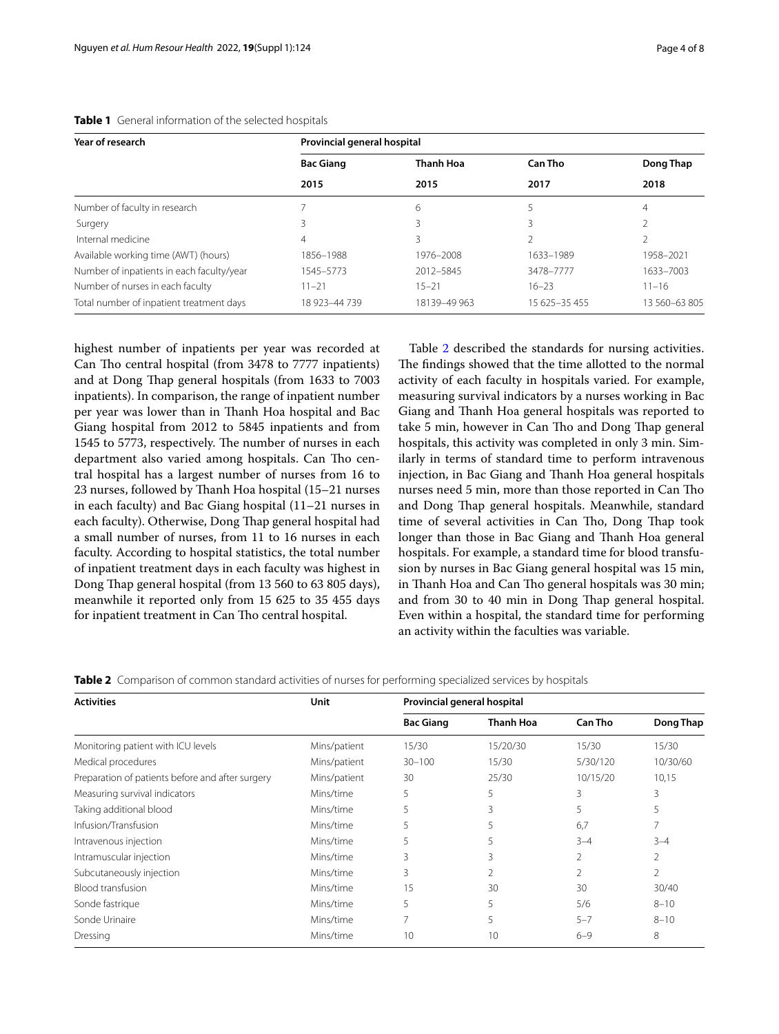**Table 1** General information of the selected hospitals

| Year of research | Provincial general hospital | | | |
|---|---|---|---|---|
| | Bac Giang | Thanh Hoa | Can Tho | Dong Thap |
| | 2015 | 2015 | 2017 | 2018 |
| Number of faculty in research | 7 | 6 | 5 | 4 |
| Surgery | 3 | 3 | 3 | 2 |
| Internal medicine | 4 | 3 | 2 | 2 |
| Available working time (AWT) (hours) | 1856–1988 | 1976–2008 | 1633–1989 | 1958–2021 |
| Number of inpatients in each faculty/year | 1545–5773 | 2012–5845 | 3478–7777 | 1633–7003 |
| Number of nurses in each faculty | 11–21 | 15–21 | 16–23 | 11–16 |
| Total number of inpatient treatment days | 18 923–44 739 | 18139–49 963 | 15 625–35 455 | 13 560–63 805 |

highest number of inpatients per year was recorded at Can Tho central hospital (from 3478 to 7777 inpatients) and at Dong Thap general hospitals (from 1633 to 7003 inpatients). In comparison, the range of inpatient number per year was lower than in Thanh Hoa hospital and Bac Giang hospital from 2012 to 5845 inpatients and from 1545 to 5773, respectively. The number of nurses in each department also varied among hospitals. Can Tho central hospital has a largest number of nurses from 16 to 23 nurses, followed by Thanh Hoa hospital (15–21 nurses in each faculty) and Bac Giang hospital (11–21 nurses in each faculty). Otherwise, Dong Thap general hospital had a small number of nurses, from 11 to 16 nurses in each faculty. According to hospital statistics, the total number of inpatient treatment days in each faculty was highest in Dong Thap general hospital (from 13 560 to 63 805 days), meanwhile it reported only from 15 625 to 35 455 days for inpatient treatment in Can Tho central hospital.

Table 2 described the standards for nursing activities. The findings showed that the time allotted to the normal activity of each faculty in hospitals varied. For example, measuring survival indicators by a nurses working in Bac Giang and Thanh Hoa general hospitals was reported to take 5 min, however in Can Tho and Dong Thap general hospitals, this activity was completed in only 3 min. Similarly in terms of standard time to perform intravenous injection, in Bac Giang and Thanh Hoa general hospitals nurses need 5 min, more than those reported in Can Tho and Dong Thap general hospitals. Meanwhile, standard time of several activities in Can Tho, Dong Thap took longer than those in Bac Giang and Thanh Hoa general hospitals. For example, a standard time for blood transfusion by nurses in Bac Giang general hospital was 15 min, in Thanh Hoa and Can Tho general hospitals was 30 min; and from 30 to 40 min in Dong Thap general hospital. Even within a hospital, the standard time for performing an activity within the faculties was variable.

**Table 2** Comparison of common standard activities of nurses for performing specialized services by hospitals

| Activities | Unit | Provincial general hospital | | | |
|---|---|---|---|---|---|
| | | Bac Giang | Thanh Hoa | Can Tho | Dong Thap |
| Monitoring patient with ICU levels | Mins/patient | 15/30 | 15/20/30 | 15/30 | 15/30 |
| Medical procedures | Mins/patient | 30–100 | 15/30 | 5/30/120 | 10/30/60 |
| Preparation of patients before and after surgery | Mins/patient | 30 | 25/30 | 10/15/20 | 10,15 |
| Measuring survival indicators | Mins/time | 5 | 5 | 3 | 3 |
| Taking additional blood | Mins/time | 5 | 3 | 5 | 5 |
| Infusion/Transfusion | Mins/time | 5 | 5 | 6,7 | 7 |
| Intravenous injection | Mins/time | 5 | 5 | 3–4 | 3–4 |
| Intramuscular injection | Mins/time | 3 | 3 | 2 | 2 |
| Subcutaneously injection | Mins/time | 3 | 2 | 2 | 2 |
| Blood transfusion | Mins/time | 15 | 30 | 30 | 30/40 |
| Sonde fastrique | Mins/time | 5 | 5 | 5/6 | 8–10 |
| Sonde Urinaire | Mins/time | 7 | 5 | 5–7 | 8–10 |
| Dressing | Mins/time | 10 | 10 | 6–9 | 8 |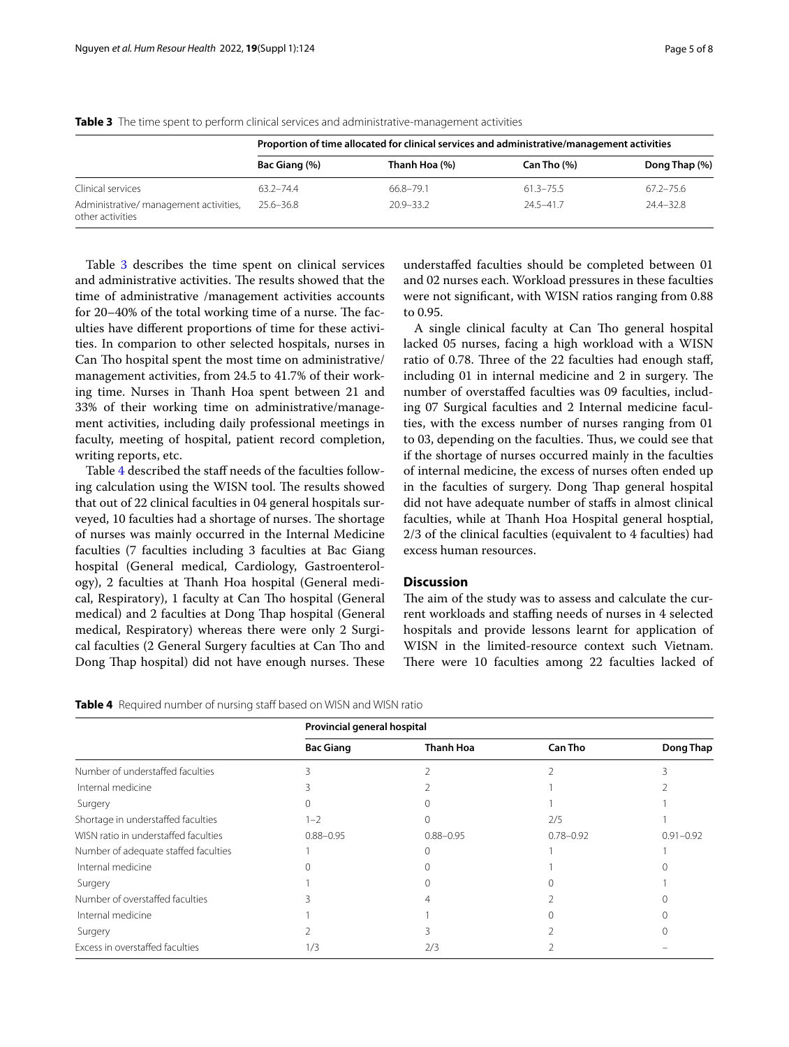**Table 3** The time spent to perform clinical services and administrative-management activities

| | Proportion of time allocated for clinical services and administrative/management activities | | | |
|---|---|---|---|---|
| | Bac Giang (%) | Thanh Hoa (%) | Can Tho (%) | Dong Thap (%) |
| Clinical services | 63.2–74.4 | 66.8–79.1 | 61.3–75.5 | 67.2–75.6 |
| Administrative/ management activities, other activities | 25.6–36.8 | 20.9–33.2 | 24.5–41.7 | 24.4–32.8 |

Table 3 describes the time spent on clinical services and administrative activities. The results showed that the time of administrative /management activities accounts for 20–40% of the total working time of a nurse. The faculties have different proportions of time for these activities. In comparion to other selected hospitals, nurses in Can Tho hospital spent the most time on administrative/management activities, from 24.5 to 41.7% of their working time. Nurses in Thanh Hoa spent between 21 and 33% of their working time on administrative/management activities, including daily professional meetings in faculty, meeting of hospital, patient record completion, writing reports, etc.

Table 4 described the staff needs of the faculties following calculation using the WISN tool. The results showed that out of 22 clinical faculties in 04 general hospitals surveyed, 10 faculties had a shortage of nurses. The shortage of nurses was mainly occurred in the Internal Medicine faculties (7 faculties including 3 faculties at Bac Giang hospital (General medical, Cardiology, Gastroenterology), 2 faculties at Thanh Hoa hospital (General medical, Respiratory), 1 faculty at Can Tho hospital (General medical) and 2 faculties at Dong Thap hospital (General medical, Respiratory) whereas there were only 2 Surgical faculties (2 General Surgery faculties at Can Tho and Dong Thap hospital) did not have enough nurses. These understaffed faculties should be completed between 01 and 02 nurses each. Workload pressures in these faculties were not significant, with WISN ratios ranging from 0.88 to 0.95.

A single clinical faculty at Can Tho general hospital lacked 05 nurses, facing a high workload with a WISN ratio of 0.78. Three of the 22 faculties had enough staff, including 01 in internal medicine and 2 in surgery. The number of overstaffed faculties was 09 faculties, including 07 Surgical faculties and 2 Internal medicine faculties, with the excess number of nurses ranging from 01 to 03, depending on the faculties. Thus, we could see that if the shortage of nurses occurred mainly in the faculties of internal medicine, the excess of nurses often ended up in the faculties of surgery. Dong Thap general hospital did not have adequate number of staffs in almost clinical faculties, while at Thanh Hoa Hospital general hosptial, 2/3 of the clinical faculties (equivalent to 4 faculties) had excess human resources.

## Discussion

The aim of the study was to assess and calculate the current workloads and staffing needs of nurses in 4 selected hospitals and provide lessons learnt for application of WISN in the limited-resource context such Vietnam. There were 10 faculties among 22 faculties lacked of

**Table 4** Required number of nursing staff based on WISN and WISN ratio

| | Provincial general hospital | | | |
|---|---|---|---|---|
| | Bac Giang | Thanh Hoa | Can Tho | Dong Thap |
| Number of understaffed faculties | 3 | 2 | 2 | 3 |
| Internal medicine | 3 | 2 | 1 | 2 |
| Surgery | 0 | 0 | 1 | 1 |
| Shortage in understaffed faculties | 1–2 | 0 | 2/5 | 1 |
| WISN ratio in understaffed faculties | 0.88–0.95 | 0.88–0.95 | 0.78–0.92 | 0.91–0.92 |
| Number of adequate staffed faculties | 1 | 0 | 1 | 1 |
| Internal medicine | 0 | 0 | 1 | 0 |
| Surgery | 1 | 0 | 0 | 1 |
| Number of overstaffed faculties | 3 | 4 | 2 | 0 |
| Internal medicine | 1 | 1 | 0 | 0 |
| Surgery | 2 | 3 | 2 | 0 |
| Excess in overstaffed faculties | 1/3 | 2/3 | 2 | – |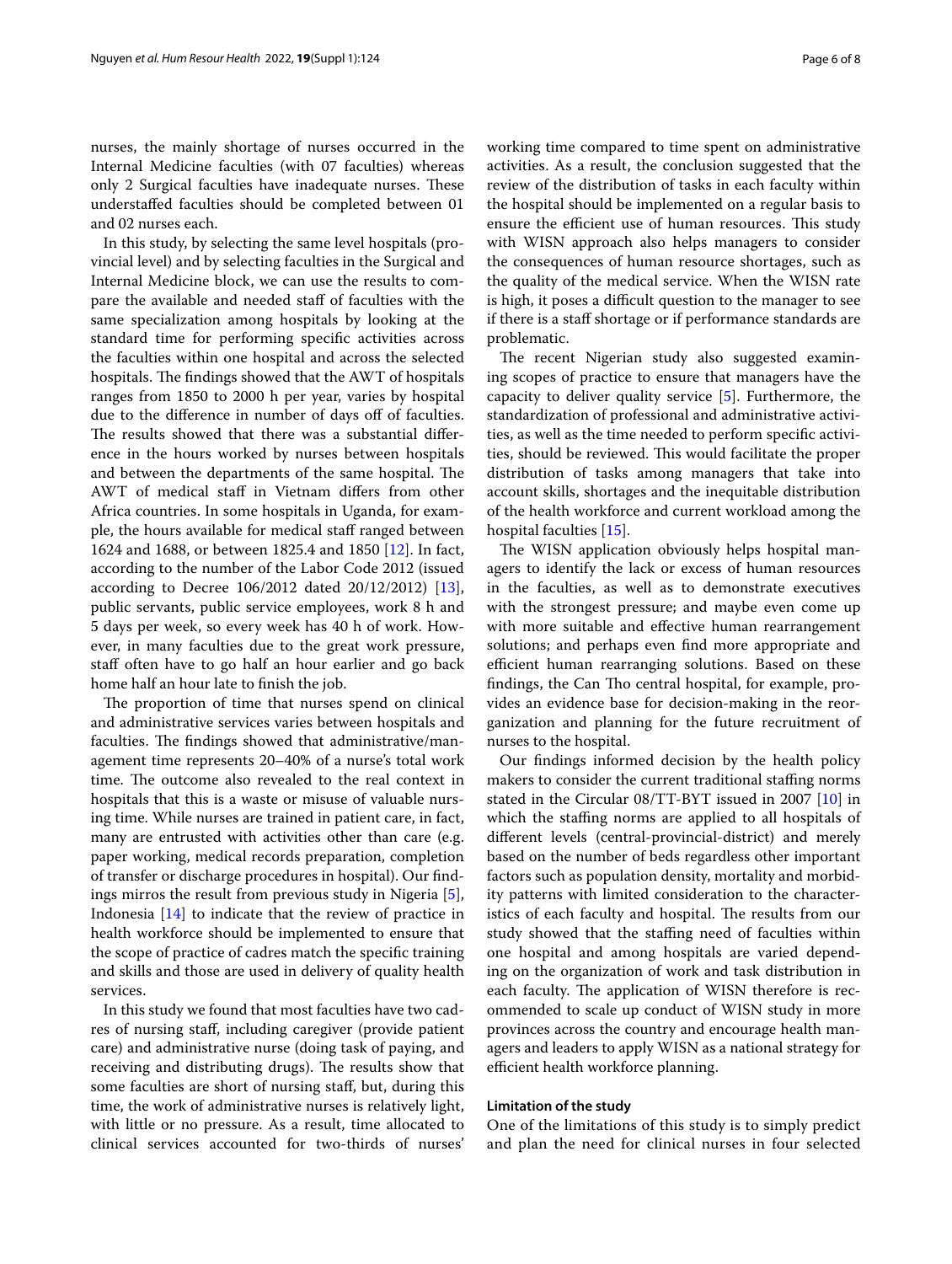nurses, the mainly shortage of nurses occurred in the Internal Medicine faculties (with 07 faculties) whereas only 2 Surgical faculties have inadequate nurses. These understaffed faculties should be completed between 01 and 02 nurses each.

In this study, by selecting the same level hospitals (provincial level) and by selecting faculties in the Surgical and Internal Medicine block, we can use the results to compare the available and needed staff of faculties with the same specialization among hospitals by looking at the standard time for performing specific activities across the faculties within one hospital and across the selected hospitals. The findings showed that the AWT of hospitals ranges from 1850 to 2000 h per year, varies by hospital due to the difference in number of days off of faculties. The results showed that there was a substantial difference in the hours worked by nurses between hospitals and between the departments of the same hospital. The AWT of medical staff in Vietnam differs from other Africa countries. In some hospitals in Uganda, for example, the hours available for medical staff ranged between 1624 and 1688, or between 1825.4 and 1850 [12]. In fact, according to the number of the Labor Code 2012 (issued according to Decree 106/2012 dated 20/12/2012) [13], public servants, public service employees, work 8 h and 5 days per week, so every week has 40 h of work. However, in many faculties due to the great work pressure, staff often have to go half an hour earlier and go back home half an hour late to finish the job.

The proportion of time that nurses spend on clinical and administrative services varies between hospitals and faculties. The findings showed that administrative/management time represents 20–40% of a nurse's total work time. The outcome also revealed to the real context in hospitals that this is a waste or misuse of valuable nursing time. While nurses are trained in patient care, in fact, many are entrusted with activities other than care (e.g. paper working, medical records preparation, completion of transfer or discharge procedures in hospital). Our findings mirros the result from previous study in Nigeria [5], Indonesia [14] to indicate that the review of practice in health workforce should be implemented to ensure that the scope of practice of cadres match the specific training and skills and those are used in delivery of quality health services.

In this study we found that most faculties have two cadres of nursing staff, including caregiver (provide patient care) and administrative nurse (doing task of paying, and receiving and distributing drugs). The results show that some faculties are short of nursing staff, but, during this time, the work of administrative nurses is relatively light, with little or no pressure. As a result, time allocated to clinical services accounted for two-thirds of nurses' working time compared to time spent on administrative activities. As a result, the conclusion suggested that the review of the distribution of tasks in each faculty within the hospital should be implemented on a regular basis to ensure the efficient use of human resources. This study with WISN approach also helps managers to consider the consequences of human resource shortages, such as the quality of the medical service. When the WISN rate is high, it poses a difficult question to the manager to see if there is a staff shortage or if performance standards are problematic.

The recent Nigerian study also suggested examining scopes of practice to ensure that managers have the capacity to deliver quality service [5]. Furthermore, the standardization of professional and administrative activities, as well as the time needed to perform specific activities, should be reviewed. This would facilitate the proper distribution of tasks among managers that take into account skills, shortages and the inequitable distribution of the health workforce and current workload among the hospital faculties [15].

The WISN application obviously helps hospital managers to identify the lack or excess of human resources in the faculties, as well as to demonstrate executives with the strongest pressure; and maybe even come up with more suitable and effective human rearrangement solutions; and perhaps even find more appropriate and efficient human rearranging solutions. Based on these findings, the Can Tho central hospital, for example, provides an evidence base for decision-making in the reorganization and planning for the future recruitment of nurses to the hospital.

Our findings informed decision by the health policy makers to consider the current traditional staffing norms stated in the Circular 08/TT-BYT issued in 2007 [10] in which the staffing norms are applied to all hospitals of different levels (central-provincial-district) and merely based on the number of beds regardless other important factors such as population density, mortality and morbidity patterns with limited consideration to the characteristics of each faculty and hospital. The results from our study showed that the staffing need of faculties within one hospital and among hospitals are varied depending on the organization of work and task distribution in each faculty. The application of WISN therefore is recommended to scale up conduct of WISN study in more provinces across the country and encourage health managers and leaders to apply WISN as a national strategy for efficient health workforce planning.

#### Limitation of the study

One of the limitations of this study is to simply predict and plan the need for clinical nurses in four selected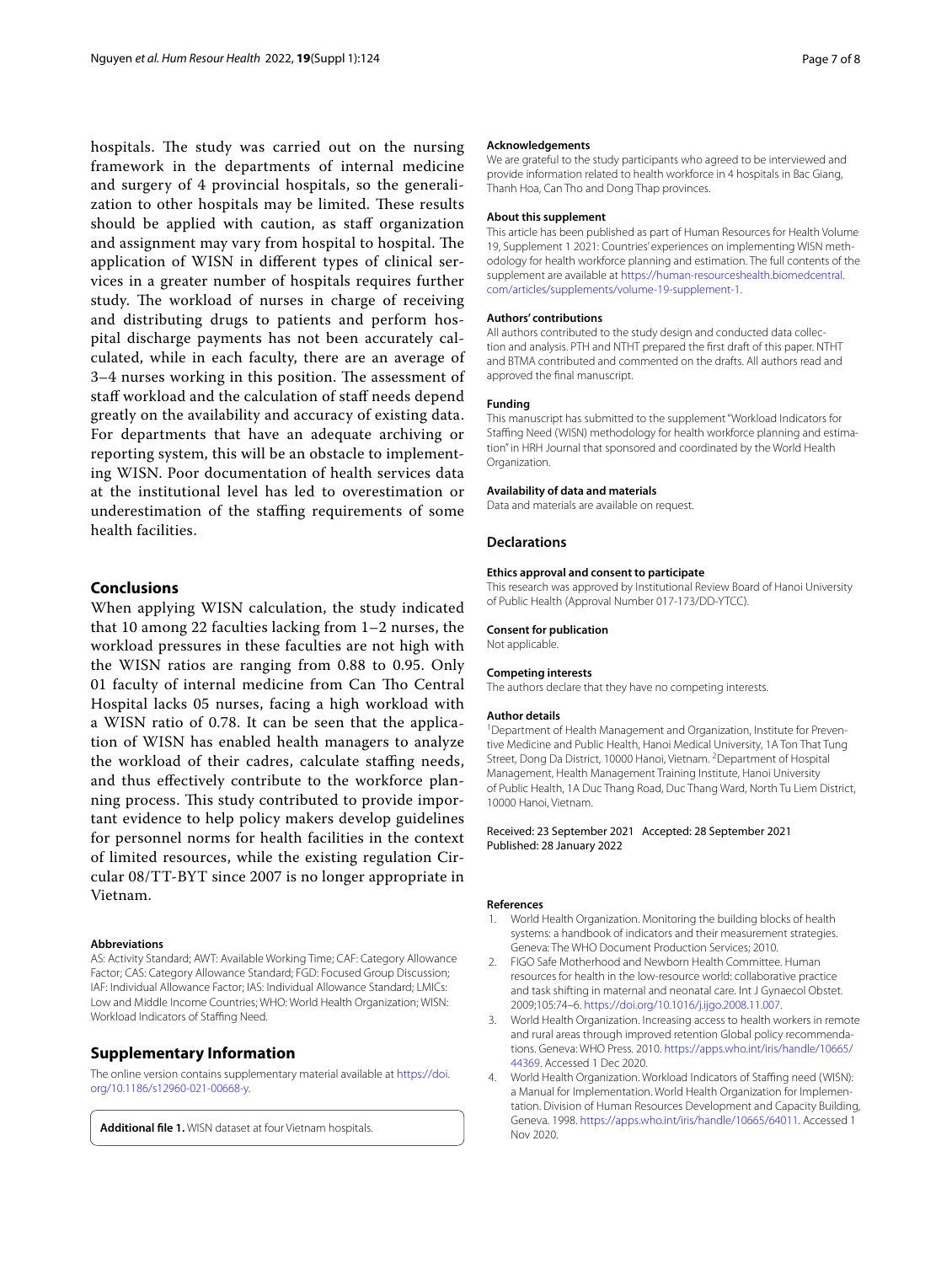hospitals. The study was carried out on the nursing framework in the departments of internal medicine and surgery of 4 provincial hospitals, so the generalization to other hospitals may be limited. These results should be applied with caution, as staff organization and assignment may vary from hospital to hospital. The application of WISN in different types of clinical services in a greater number of hospitals requires further study. The workload of nurses in charge of receiving and distributing drugs to patients and perform hospital discharge payments has not been accurately calculated, while in each faculty, there are an average of 3–4 nurses working in this position. The assessment of staff workload and the calculation of staff needs depend greatly on the availability and accuracy of existing data. For departments that have an adequate archiving or reporting system, this will be an obstacle to implementing WISN. Poor documentation of health services data at the institutional level has led to overestimation or underestimation of the staffing requirements of some health facilities.

## Conclusions

When applying WISN calculation, the study indicated that 10 among 22 faculties lacking from 1–2 nurses, the workload pressures in these faculties are not high with the WISN ratios are ranging from 0.88 to 0.95. Only 01 faculty of internal medicine from Can Tho Central Hospital lacks 05 nurses, facing a high workload with a WISN ratio of 0.78. It can be seen that the application of WISN has enabled health managers to analyze the workload of their cadres, calculate staffing needs, and thus effectively contribute to the workforce planning process. This study contributed to provide important evidence to help policy makers develop guidelines for personnel norms for health facilities in the context of limited resources, while the existing regulation Circular 08/TT-BYT since 2007 is no longer appropriate in Vietnam.

#### Abbreviations

AS: Activity Standard; AWT: Available Working Time; CAF: Category Allowance Factor; CAS: Category Allowance Standard; FGD: Focused Group Discussion; IAF: Individual Allowance Factor; IAS: Individual Allowance Standard; LMICs: Low and Middle Income Countries; WHO: World Health Organization; WISN: Workload Indicators of Staffing Need.

## Supplementary Information

The online version contains supplementary material available at https://doi.org/10.1186/s12960-021-00668-y.

**Additional file 1.** WISN dataset at four Vietnam hospitals.

#### Acknowledgements

We are grateful to the study participants who agreed to be interviewed and provide information related to health workforce in 4 hospitals in Bac Giang, Thanh Hoa, Can Tho and Dong Thap provinces.

#### About this supplement

This article has been published as part of Human Resources for Health Volume 19, Supplement 1 2021: Countries' experiences on implementing WISN methodology for health workforce planning and estimation. The full contents of the supplement are available at https://human-resourceshealth.biomedcentral.com/articles/supplements/volume-19-supplement-1.

#### Authors' contributions

All authors contributed to the study design and conducted data collection and analysis. PTH and NTHT prepared the first draft of this paper. NTHT and BTMA contributed and commented on the drafts. All authors read and approved the final manuscript.

#### Funding

This manuscript has submitted to the supplement "Workload Indicators for Staffing Need (WISN) methodology for health workforce planning and estimation" in HRH Journal that sponsored and coordinated by the World Health Organization.

#### Availability of data and materials

Data and materials are available on request.

## Declarations

#### Ethics approval and consent to participate

This research was approved by Institutional Review Board of Hanoi University of Public Health (Approval Number 017-173/DD-YTCC).

#### Consent for publication

Not applicable.

#### Competing interests

The authors declare that they have no competing interests.

#### Author details

[1]Department of Health Management and Organization, Institute for Preventive Medicine and Public Health, Hanoi Medical University, 1A Ton That Tung Street, Dong Da District, 10000 Hanoi, Vietnam. [2]Department of Hospital Management, Health Management Training Institute, Hanoi University of Public Health, 1A Duc Thang Road, Duc Thang Ward, North Tu Liem District, 10000 Hanoi, Vietnam.

Received: 23 September 2021 Accepted: 28 September 2021
Published: 28 January 2022

#### References

1. World Health Organization. Monitoring the building blocks of health systems: a handbook of indicators and their measurement strategies. Geneva: The WHO Document Production Services; 2010.
2. FIGO Safe Motherhood and Newborn Health Committee. Human resources for health in the low-resource world: collaborative practice and task shifting in maternal and neonatal care. Int J Gynaecol Obstet. 2009;105:74–6. https://doi.org/10.1016/j.ijgo.2008.11.007.
3. World Health Organization. Increasing access to health workers in remote and rural areas through improved retention Global policy recommendations. Geneva: WHO Press. 2010. https://apps.who.int/iris/handle/10665/44369. Accessed 1 Dec 2020.
4. World Health Organization. Workload Indicators of Staffing need (WISN): a Manual for Implementation. World Health Organization for Implementation. Division of Human Resources Development and Capacity Building, Geneva. 1998. https://apps.who.int/iris/handle/10665/64011. Accessed 1 Nov 2020.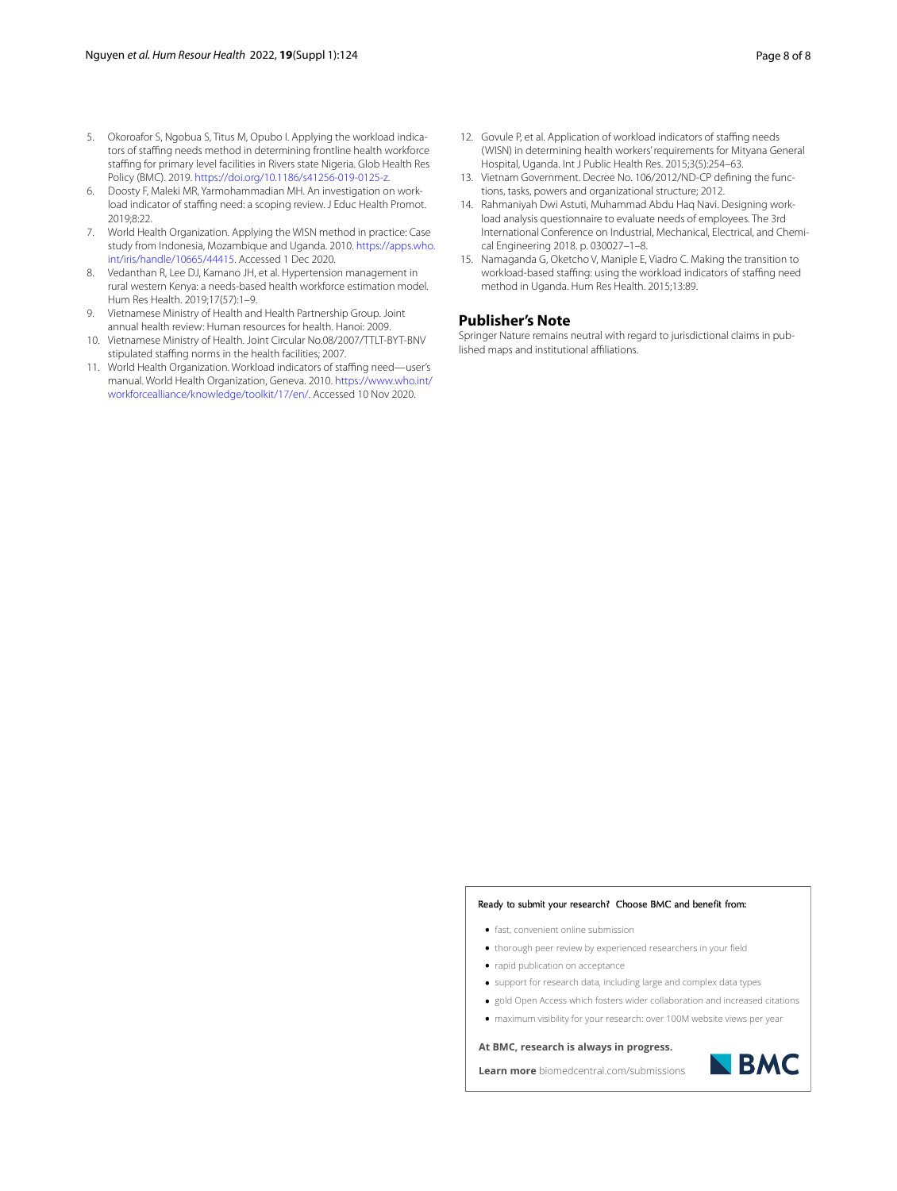5. Okoroafor S, Ngobua S, Titus M, Opubo I. Applying the workload indicators of staffing needs method in determining frontline health workforce staffing for primary level facilities in Rivers state Nigeria. Glob Health Res Policy (BMC). 2019. https://doi.org/10.1186/s41256-019-0125-z.
6. Doosty F, Maleki MR, Yarmohammadian MH. An investigation on workload indicator of staffing need: a scoping review. J Educ Health Promot. 2019;8:22.
7. World Health Organization. Applying the WISN method in practice: Case study from Indonesia, Mozambique and Uganda. 2010. https://apps.who.int/iris/handle/10665/44415. Accessed 1 Dec 2020.
8. Vedanthan R, Lee DJ, Kamano JH, et al. Hypertension management in rural western Kenya: a needs-based health workforce estimation model. Hum Res Health. 2019;17(57):1–9.
9. Vietnamese Ministry of Health and Health Partnership Group. Joint annual health review: Human resources for health. Hanoi: 2009.
10. Vietnamese Ministry of Health. Joint Circular No.08/2007/TTLT-BYT-BNV stipulated staffing norms in the health facilities; 2007.
11. World Health Organization. Workload indicators of staffing need—user's manual. World Health Organization, Geneva. 2010. https://www.who.int/workforcealliance/knowledge/toolkit/17/en/. Accessed 10 Nov 2020.
12. Govule P, et al. Application of workload indicators of staffing needs (WISN) in determining health workers' requirements for Mityana General Hospital, Uganda. Int J Public Health Res. 2015;3(5):254–63.
13. Vietnam Government. Decree No. 106/2012/ND-CP defining the functions, tasks, powers and organizational structure; 2012.
14. Rahmaniyah Dwi Astuti, Muhammad Abdu Haq Navi. Designing workload analysis questionnaire to evaluate needs of employees. The 3rd International Conference on Industrial, Mechanical, Electrical, and Chemical Engineering 2018. p. 030027–1–8.
15. Namaganda G, Oketcho V, Maniple E, Viadro C. Making the transition to workload-based staffing: using the workload indicators of staffing need method in Uganda. Hum Res Health. 2015;13:89.

## Publisher's Note

Springer Nature remains neutral with regard to jurisdictional claims in published maps and institutional affiliations.

Ready to submit your research? Choose BMC and benefit from:

- fast, convenient online submission
- thorough peer review by experienced researchers in your field
- rapid publication on acceptance
- support for research data, including large and complex data types
- gold Open Access which fosters wider collaboration and increased citations
- maximum visibility for your research: over 100M website views per year

**At BMC, research is always in progress.**

**Learn more** biomedcentral.com/submissions

BMC